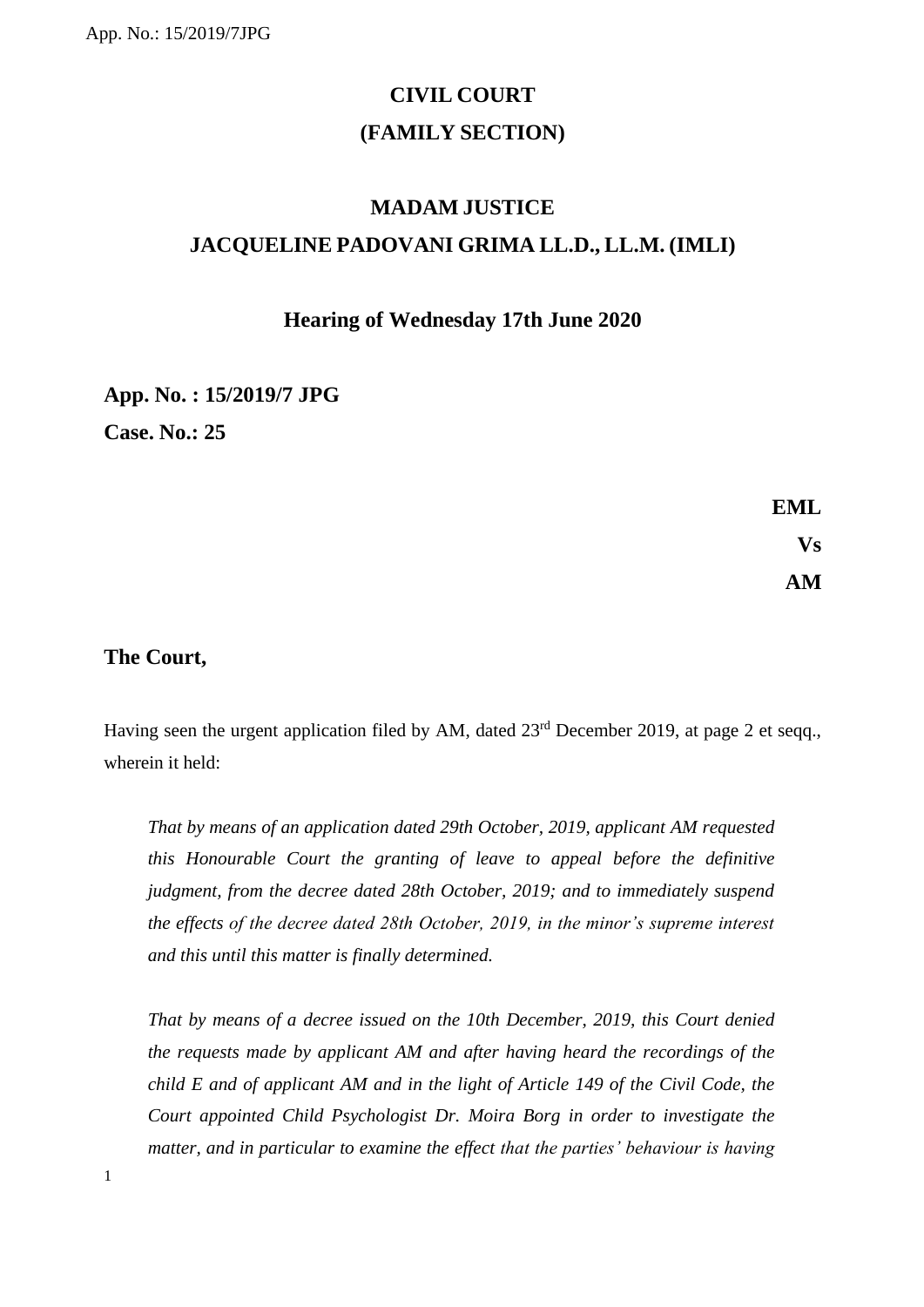# CIVIL COURT

# (FAMILY SECTION)

## MADAM JUSTICE

## JACQUELINE PADOVANI GRIMA LL.D., LL.M. (IMLI)

### Hearing of Wednesday 17th June 2020

**App. No. : 15/2019/7 JPG**

**Case. No.: 25**

**EML**

**Vs**

**AM**

**The Court,**

Having seen the urgent application filed by AM, dated 23rd December 2019, at page 2 et seqq., wherein it held:

*That by means of an application dated 29th October, 2019, applicant AM requested this Honourable Court the granting of leave to appeal before the definitive judgment, from the decree dated 28th October, 2019; and to immediately suspend the effects of the decree dated 28th October, 2019, in the minor's supreme interest and this until this matter is finally determined.*

*That by means of a decree issued on the 10th December, 2019, this Court denied the requests made by applicant AM and after having heard the recordings of the child E and of applicant AM and in the light of Article 149 of the Civil Code, the Court appointed Child Psychologist Dr. Moira Borg in order to investigate the matter, and in particular to examine the effect that the parties' behaviour is having*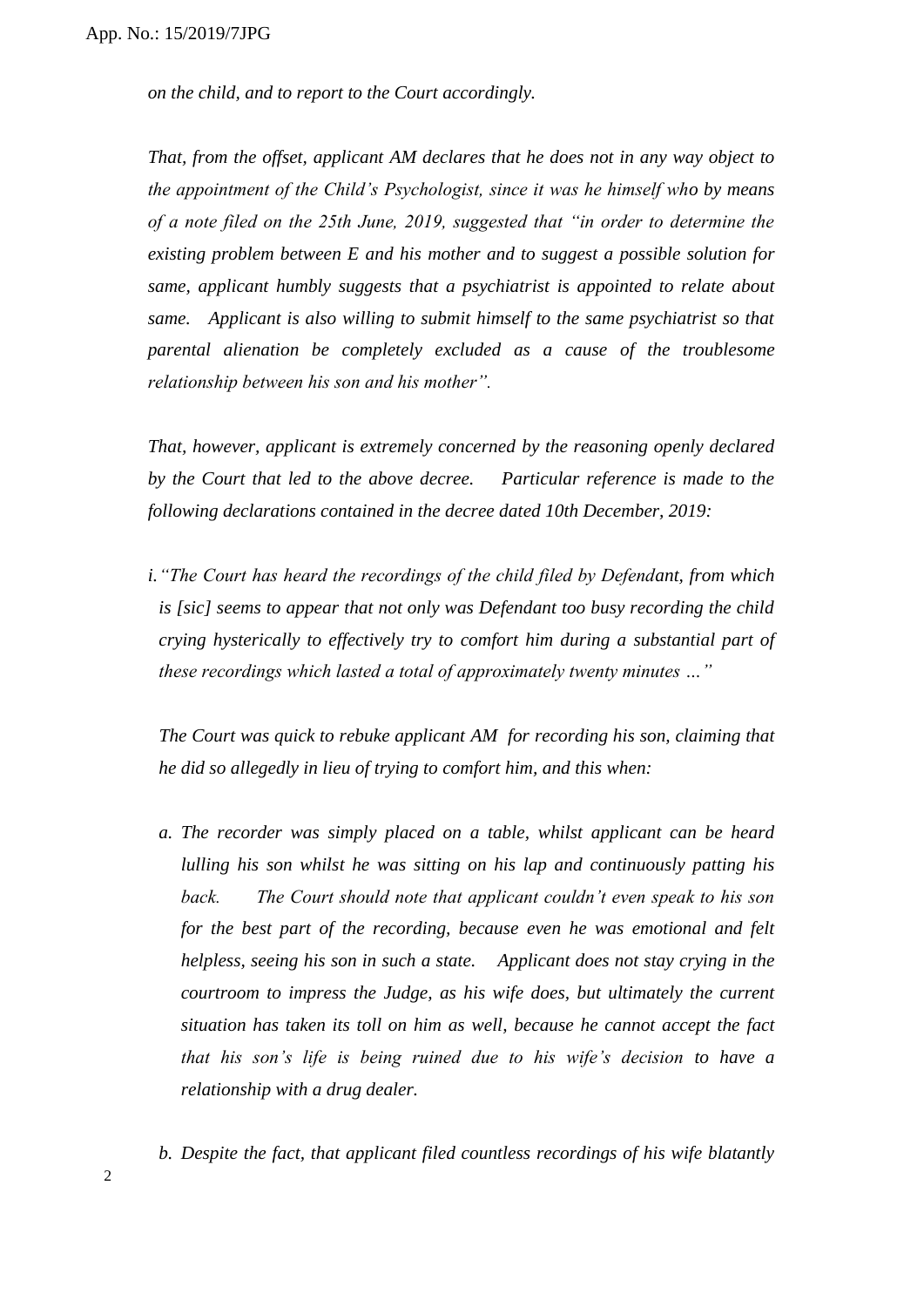*on the child, and to report to the Court accordingly.*

*That, from the offset, applicant AM declares that he does not in any way object to the appointment of the Child's Psychologist, since it was he himself who by means of a note filed on the 25th June, 2019, suggested that "in order to determine the existing problem between E and his mother and to suggest a possible solution for same, applicant humbly suggests that a psychiatrist is appointed to relate about same. Applicant is also willing to submit himself to the same psychiatrist so that parental alienation be completely excluded as a cause of the troublesome relationship between his son and his mother".*

*That, however, applicant is extremely concerned by the reasoning openly declared by the Court that led to the above decree. Particular reference is made to the following declarations contained in the decree dated 10th December, 2019:*

*i. "The Court has heard the recordings of the child filed by Defendant, from which is [sic] seems to appear that not only was Defendant too busy recording the child crying hysterically to effectively try to comfort him during a substantial part of these recordings which lasted a total of approximately twenty minutes …"*

*The Court was quick to rebuke applicant AM for recording his son, claiming that he did so allegedly in lieu of trying to comfort him, and this when:*

*a. The recorder was simply placed on a table, whilst applicant can be heard lulling his son whilst he was sitting on his lap and continuously patting his back. The Court should note that applicant couldn't even speak to his son for the best part of the recording, because even he was emotional and felt helpless, seeing his son in such a state. Applicant does not stay crying in the courtroom to impress the Judge, as his wife does, but ultimately the current situation has taken its toll on him as well, because he cannot accept the fact that his son's life is being ruined due to his wife's decision to have a relationship with a drug dealer.*

*b. Despite the fact, that applicant filed countless recordings of his wife blatantly*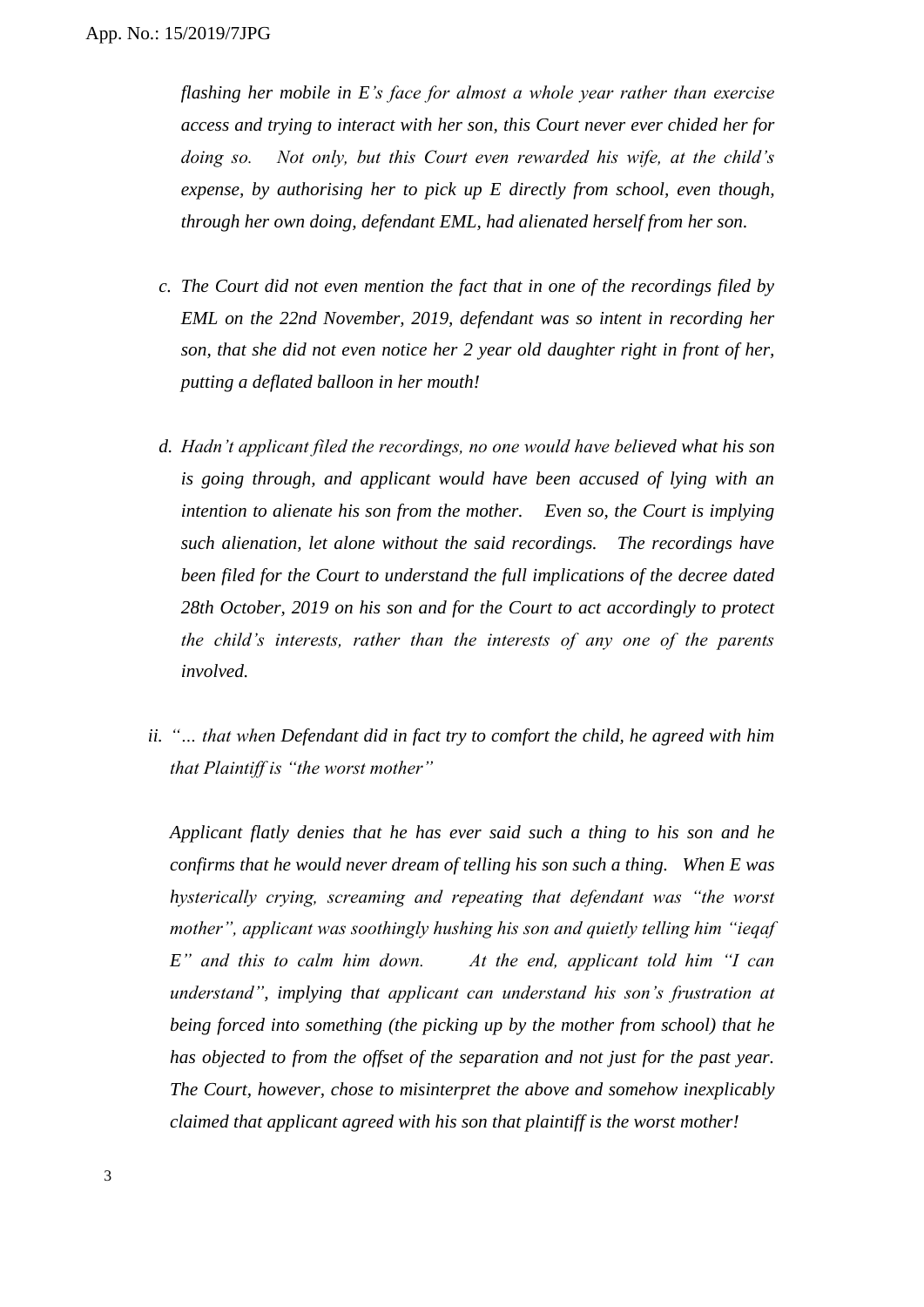*flashing her mobile in E's face for almost a whole year rather than exercise access and trying to interact with her son, this Court never ever chided her for doing so. Not only, but this Court even rewarded his wife, at the child's expense, by authorising her to pick up E directly from school, even though, through her own doing, defendant EML, had alienated herself from her son.*

c. *The Court did not even mention the fact that in one of the recordings filed by EML on the 22nd November, 2019, defendant was so intent in recording her son, that she did not even notice her 2 year old daughter right in front of her, putting a deflated balloon in her mouth!*

d. *Hadn't applicant filed the recordings, no one would have believed what his son is going through, and applicant would have been accused of lying with an intention to alienate his son from the mother. Even so, the Court is implying such alienation, let alone without the said recordings. The recordings have been filed for the Court to understand the full implications of the decree dated 28th October, 2019 on his son and for the Court to act accordingly to protect the child's interests, rather than the interests of any one of the parents involved.*

ii. *"… that when Defendant did in fact try to comfort the child, he agreed with him that Plaintiff is "the worst mother"*

*Applicant flatly denies that he has ever said such a thing to his son and he confirms that he would never dream of telling his son such a thing. When E was hysterically crying, screaming and repeating that defendant was "the worst mother", applicant was soothingly hushing his son and quietly telling him "ieqaf E" and this to calm him down. At the end, applicant told him "I can understand", implying that applicant can understand his son's frustration at being forced into something (the picking up by the mother from school) that he has objected to from the offset of the separation and not just for the past year. The Court, however, chose to misinterpret the above and somehow inexplicably claimed that applicant agreed with his son that plaintiff is the worst mother!*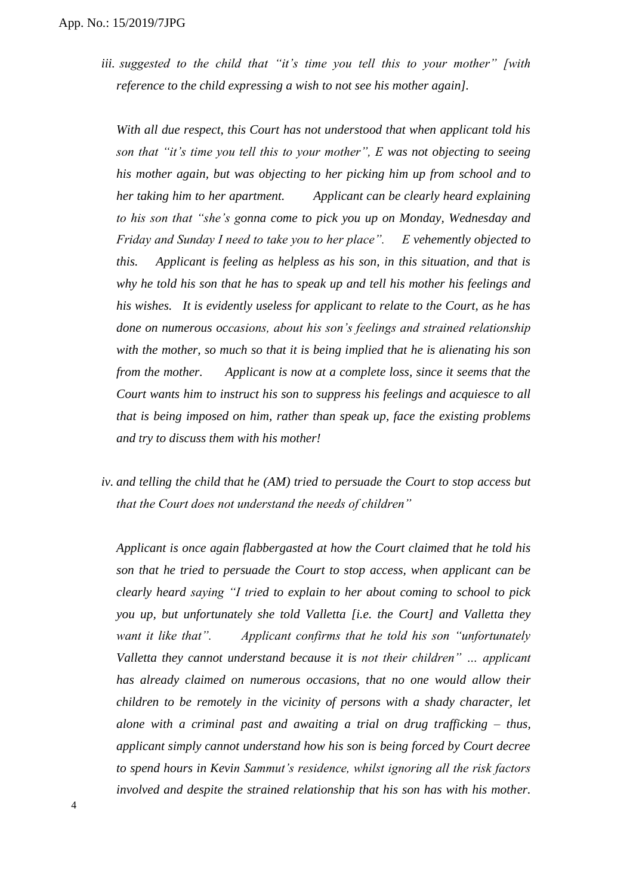*iii. suggested to the child that "it's time you tell this to your mother" [with reference to the child expressing a wish to not see his mother again].*

*With all due respect, this Court has not understood that when applicant told his son that "it's time you tell this to your mother", E was not objecting to seeing his mother again, but was objecting to her picking him up from school and to her taking him to her apartment. Applicant can be clearly heard explaining to his son that "she's gonna come to pick you up on Monday, Wednesday and Friday and Sunday I need to take you to her place". E vehemently objected to this. Applicant is feeling as helpless as his son, in this situation, and that is why he told his son that he has to speak up and tell his mother his feelings and his wishes. It is evidently useless for applicant to relate to the Court, as he has done on numerous occasions, about his son's feelings and strained relationship with the mother, so much so that it is being implied that he is alienating his son from the mother. Applicant is now at a complete loss, since it seems that the Court wants him to instruct his son to suppress his feelings and acquiesce to all that is being imposed on him, rather than speak up, face the existing problems and try to discuss them with his mother!*

*iv. and telling the child that he (AM) tried to persuade the Court to stop access but that the Court does not understand the needs of children"*

*Applicant is once again flabbergasted at how the Court claimed that he told his son that he tried to persuade the Court to stop access, when applicant can be clearly heard saying "I tried to explain to her about coming to school to pick you up, but unfortunately she told Valletta [i.e. the Court] and Valletta they want it like that". Applicant confirms that he told his son "unfortunately Valletta they cannot understand because it is not their children" … applicant has already claimed on numerous occasions, that no one would allow their children to be remotely in the vicinity of persons with a shady character, let alone with a criminal past and awaiting a trial on drug trafficking – thus, applicant simply cannot understand how his son is being forced by Court decree to spend hours in Kevin Sammut's residence, whilst ignoring all the risk factors involved and despite the strained relationship that his son has with his mother.*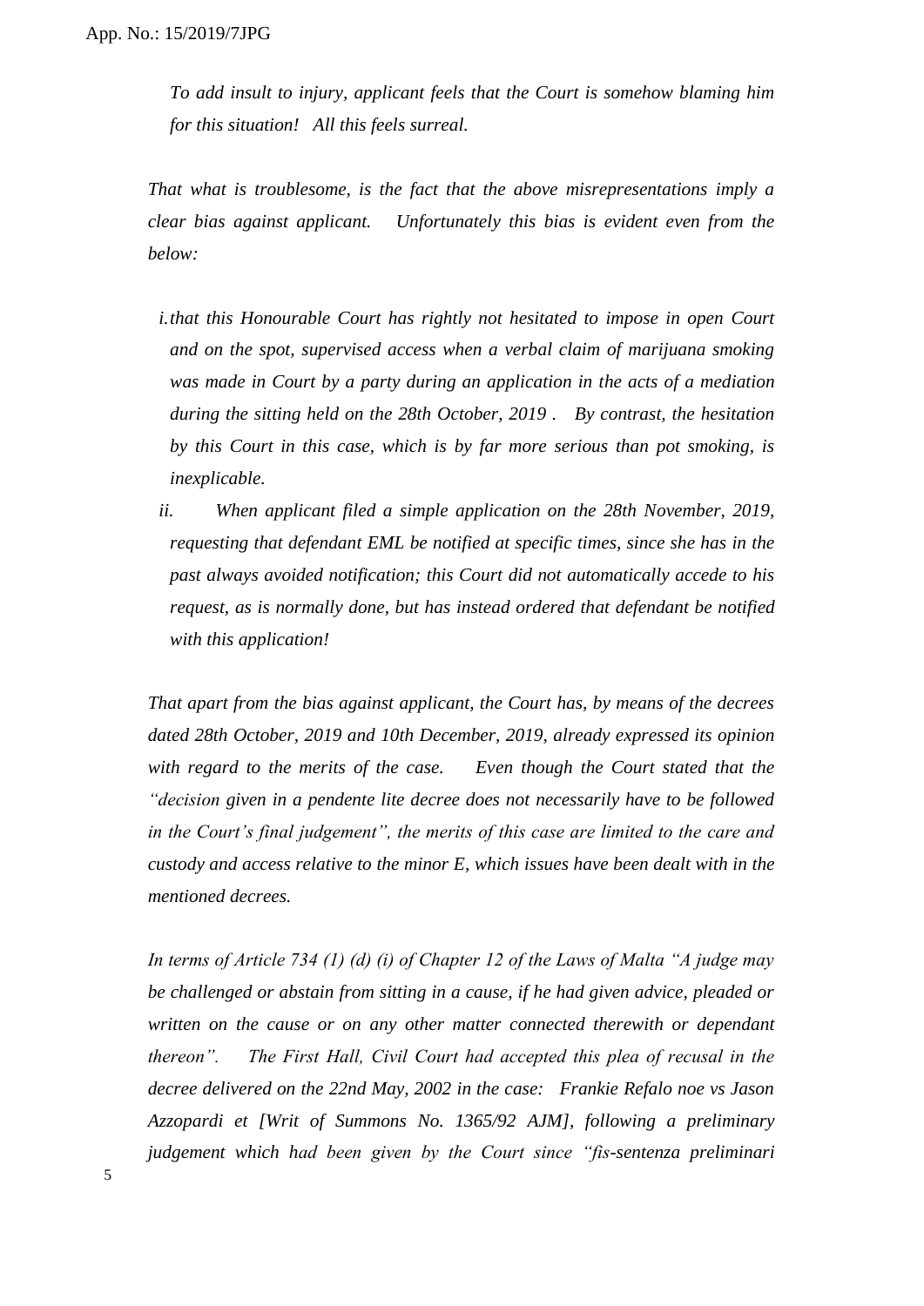*To add insult to injury, applicant feels that the Court is somehow blaming him for this situation! All this feels surreal.*

*That what is troublesome, is the fact that the above misrepresentations imply a clear bias against applicant. Unfortunately this bias is evident even from the below:*

i. *that this Honourable Court has rightly not hesitated to impose in open Court and on the spot, supervised access when a verbal claim of marijuana smoking was made in Court by a party during an application in the acts of a mediation during the sitting held on the 28th October, 2019 . By contrast, the hesitation by this Court in this case, which is by far more serious than pot smoking, is inexplicable.*

ii. *When applicant filed a simple application on the 28th November, 2019, requesting that defendant EML be notified at specific times, since she has in the past always avoided notification; this Court did not automatically accede to his request, as is normally done, but has instead ordered that defendant be notified with this application!*

*That apart from the bias against applicant, the Court has, by means of the decrees dated 28th October, 2019 and 10th December, 2019, already expressed its opinion with regard to the merits of the case. Even though the Court stated that the "decision given in a pendente lite decree does not necessarily have to be followed in the Court's final judgement", the merits of this case are limited to the care and custody and access relative to the minor E, which issues have been dealt with in the mentioned decrees.*

*In terms of Article 734 (1) (d) (i) of Chapter 12 of the Laws of Malta "A judge may be challenged or abstain from sitting in a cause, if he had given advice, pleaded or written on the cause or on any other matter connected therewith or dependant thereon". The First Hall, Civil Court had accepted this plea of recusal in the decree delivered on the 22nd May, 2002 in the case: Frankie Refalo noe vs Jason Azzopardi et [Writ of Summons No. 1365/92 AJM], following a preliminary judgement which had been given by the Court since "fis-sentenza preliminari*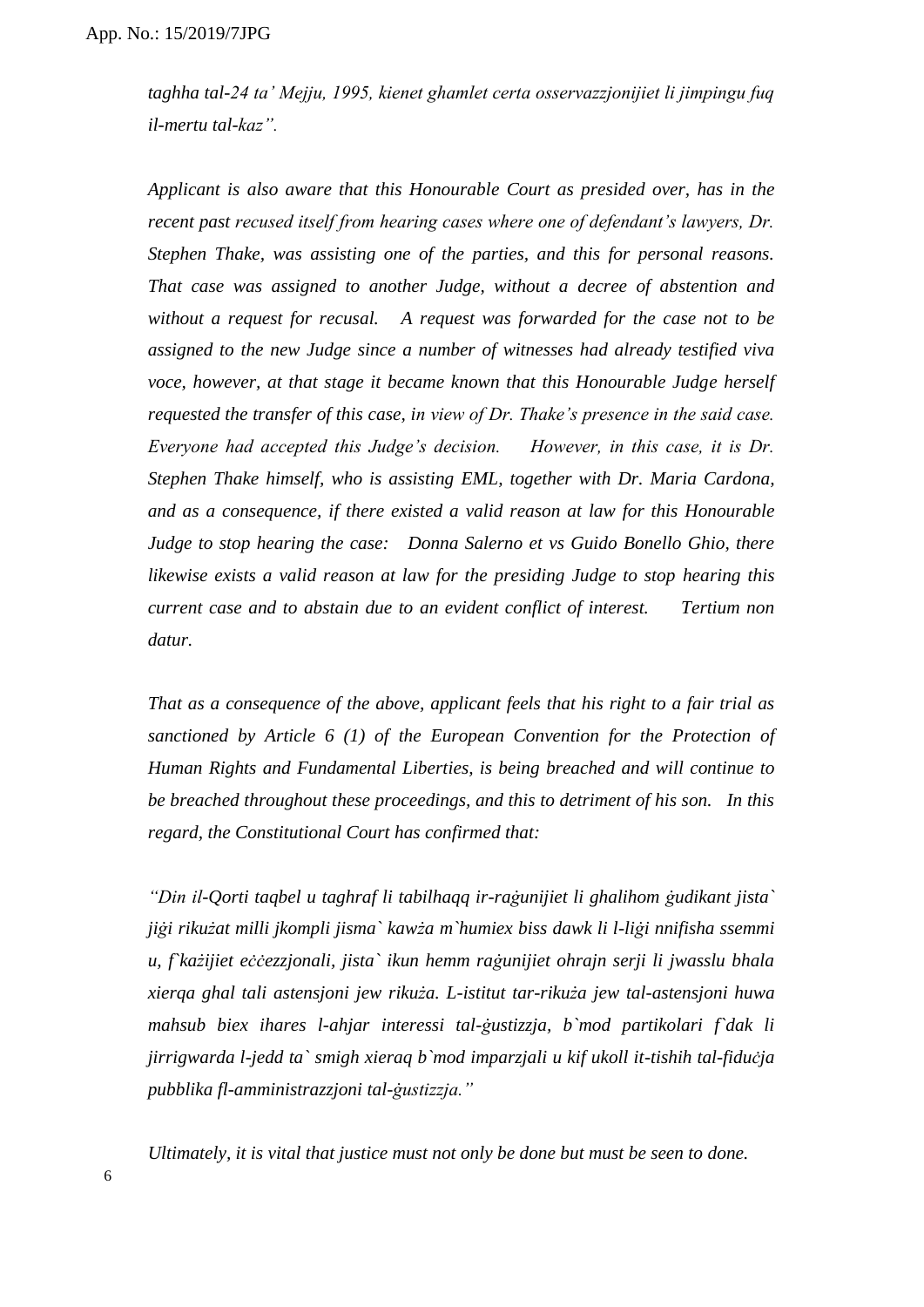*taghha tal-24 ta' Mejju, 1995, kienet ghamlet certa osservazzjonijiet li jimpingu fuq il-mertu tal-kaz".*

*Applicant is also aware that this Honourable Court as presided over, has in the recent past recused itself from hearing cases where one of defendant's lawyers, Dr. Stephen Thake, was assisting one of the parties, and this for personal reasons. That case was assigned to another Judge, without a decree of abstention and without a request for recusal. A request was forwarded for the case not to be assigned to the new Judge since a number of witnesses had already testified viva voce, however, at that stage it became known that this Honourable Judge herself requested the transfer of this case, in view of Dr. Thake's presence in the said case. Everyone had accepted this Judge's decision. However, in this case, it is Dr. Stephen Thake himself, who is assisting EML, together with Dr. Maria Cardona, and as a consequence, if there existed a valid reason at law for this Honourable Judge to stop hearing the case: Donna Salerno et vs Guido Bonello Ghio, there likewise exists a valid reason at law for the presiding Judge to stop hearing this current case and to abstain due to an evident conflict of interest. Tertium non datur.*

*That as a consequence of the above, applicant feels that his right to a fair trial as sanctioned by Article 6 (1) of the European Convention for the Protection of Human Rights and Fundamental Liberties, is being breached and will continue to be breached throughout these proceedings, and this to detriment of his son. In this regard, the Constitutional Court has confirmed that:*

*"Din il-Qorti taqbel u taghraf li tabilhaqq ir-raġunijiet li ghalihom ġudikant jista` jiġi rikużat milli jkompli jisma` kawża m`humiex biss dawk li l-liġi nnifisha ssemmi u, f`każijiet eċċezzjonali, jista` ikun hemm raġunijiet ohrajn serji li jwasslu bhala xierqa ghal tali astensjoni jew rikuża. L-istitut tar-rikuża jew tal-astensjoni huwa mahsub biex ihares l-ahjar interessi tal-ġustizzja, b`mod partikolari f`dak li jirrigwarda l-jedd ta` smigh xieraq b`mod imparzjali u kif ukoll it-tishih tal-fiduċja pubblika fl-amministrazzjoni tal-ġustizzja."*

*Ultimately, it is vital that justice must not only be done but must be seen to done.*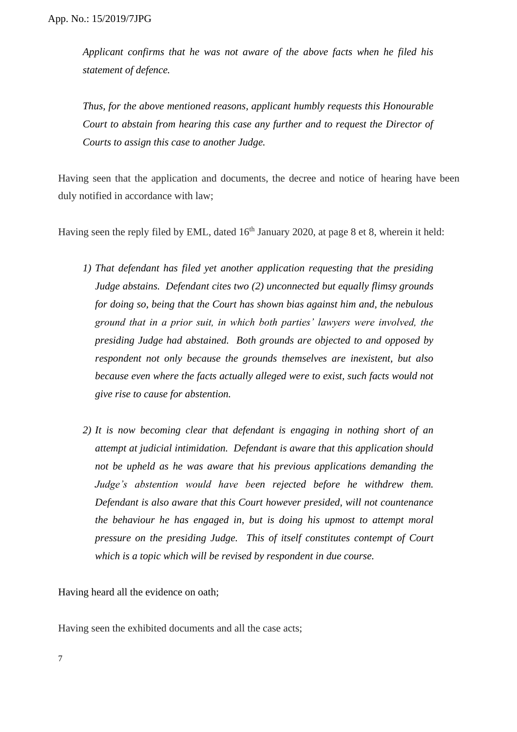*Applicant confirms that he was not aware of the above facts when he filed his statement of defence.*

*Thus, for the above mentioned reasons, applicant humbly requests this Honourable Court to abstain from hearing this case any further and to request the Director of Courts to assign this case to another Judge.*

Having seen that the application and documents, the decree and notice of hearing have been duly notified in accordance with law;

Having seen the reply filed by EML, dated 16th January 2020, at page 8 et 8, wherein it held:

1) *That defendant has filed yet another application requesting that the presiding Judge abstains. Defendant cites two (2) unconnected but equally flimsy grounds for doing so, being that the Court has shown bias against him and, the nebulous ground that in a prior suit, in which both parties' lawyers were involved, the presiding Judge had abstained. Both grounds are objected to and opposed by respondent not only because the grounds themselves are inexistent, but also because even where the facts actually alleged were to exist, such facts would not give rise to cause for abstention.*

2) *It is now becoming clear that defendant is engaging in nothing short of an attempt at judicial intimidation. Defendant is aware that this application should not be upheld as he was aware that his previous applications demanding the Judge's abstention would have been rejected before he withdrew them. Defendant is also aware that this Court however presided, will not countenance the behaviour he has engaged in, but is doing his upmost to attempt moral pressure on the presiding Judge. This of itself constitutes contempt of Court which is a topic which will be revised by respondent in due course.*

Having heard all the evidence on oath;

Having seen the exhibited documents and all the case acts;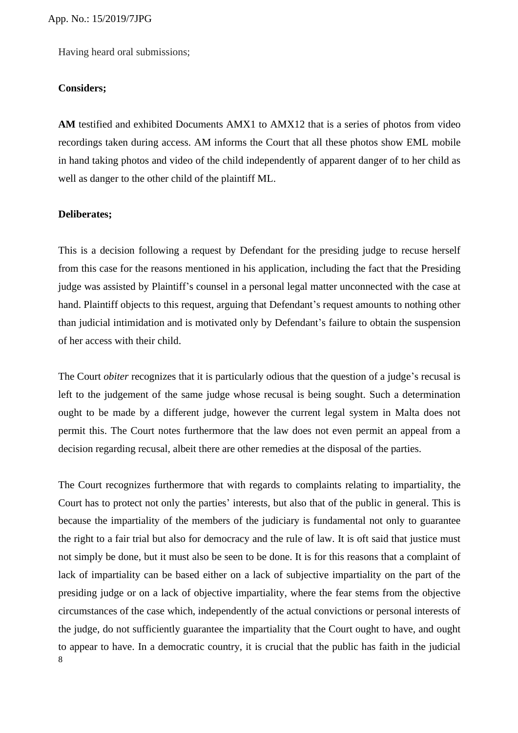Having heard oral submissions;

**Considers;**

**AM** testified and exhibited Documents AMX1 to AMX12 that is a series of photos from video recordings taken during access. AM informs the Court that all these photos show EML mobile in hand taking photos and video of the child independently of apparent danger of to her child as well as danger to the other child of the plaintiff ML.

**Deliberates;**

This is a decision following a request by Defendant for the presiding judge to recuse herself from this case for the reasons mentioned in his application, including the fact that the Presiding judge was assisted by Plaintiff's counsel in a personal legal matter unconnected with the case at hand. Plaintiff objects to this request, arguing that Defendant's request amounts to nothing other than judicial intimidation and is motivated only by Defendant's failure to obtain the suspension of her access with their child.

The Court *obiter* recognizes that it is particularly odious that the question of a judge's recusal is left to the judgement of the same judge whose recusal is being sought. Such a determination ought to be made by a different judge, however the current legal system in Malta does not permit this. The Court notes furthermore that the law does not even permit an appeal from a decision regarding recusal, albeit there are other remedies at the disposal of the parties.

The Court recognizes furthermore that with regards to complaints relating to impartiality, the Court has to protect not only the parties' interests, but also that of the public in general. This is because the impartiality of the members of the judiciary is fundamental not only to guarantee the right to a fair trial but also for democracy and the rule of law. It is oft said that justice must not simply be done, but it must also be seen to be done. It is for this reasons that a complaint of lack of impartiality can be based either on a lack of subjective impartiality on the part of the presiding judge or on a lack of objective impartiality, where the fear stems from the objective circumstances of the case which, independently of the actual convictions or personal interests of the judge, do not sufficiently guarantee the impartiality that the Court ought to have, and ought to appear to have. In a democratic country, it is crucial that the public has faith in the judicial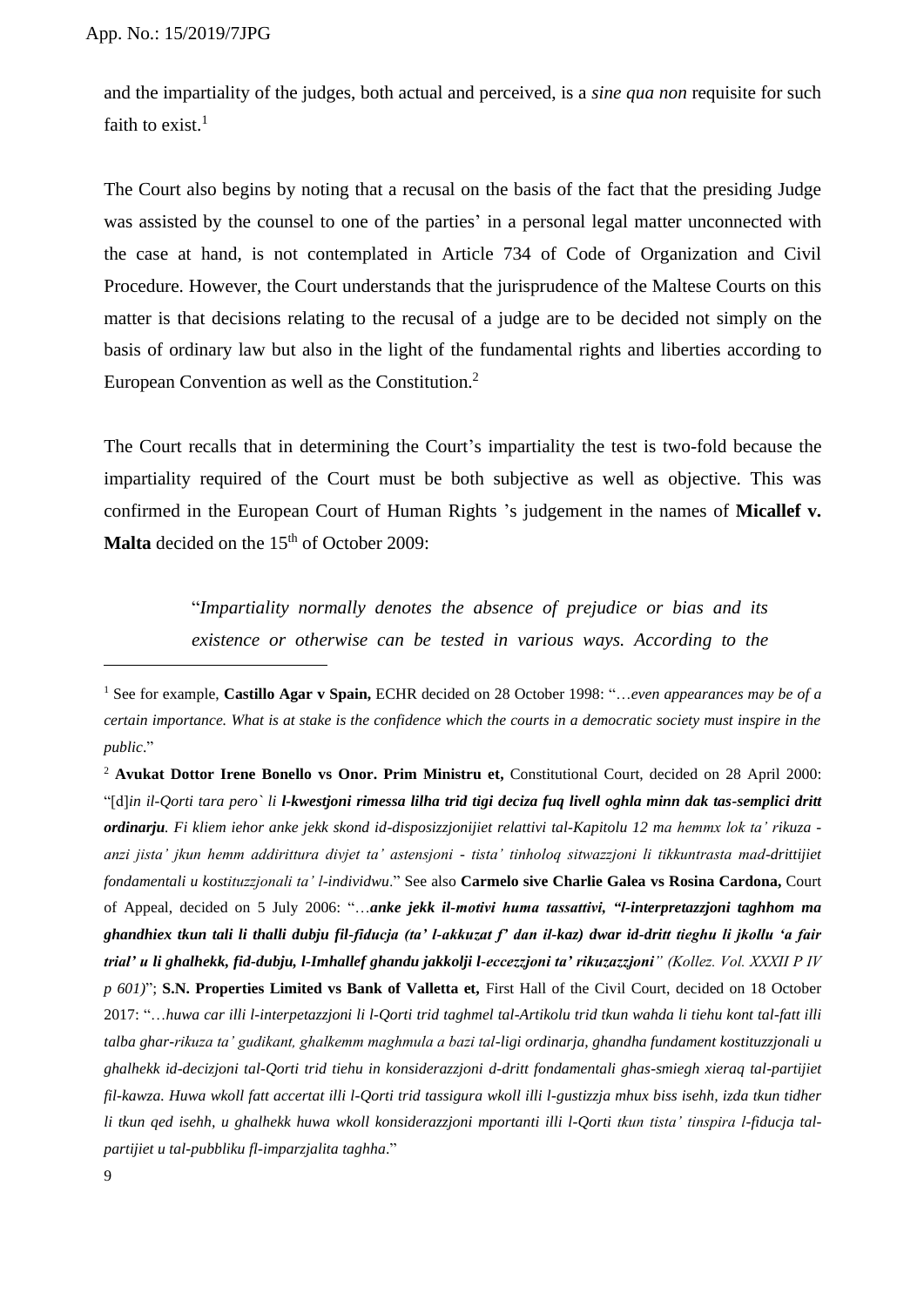and the impartiality of the judges, both actual and perceived, is a *sine qua non* requisite for such faith to exist.[1]

The Court also begins by noting that a recusal on the basis of the fact that the presiding Judge was assisted by the counsel to one of the parties' in a personal legal matter unconnected with the case at hand, is not contemplated in Article 734 of Code of Organization and Civil Procedure. However, the Court understands that the jurisprudence of the Maltese Courts on this matter is that decisions relating to the recusal of a judge are to be decided not simply on the basis of ordinary law but also in the light of the fundamental rights and liberties according to European Convention as well as the Constitution.[2]

The Court recalls that in determining the Court's impartiality the test is two-fold because the impartiality required of the Court must be both subjective as well as objective. This was confirmed in the European Court of Human Rights 's judgement in the names of **Micallef v. Malta** decided on the 15th of October 2009:

> "*Impartiality normally denotes the absence of prejudice or bias and its existence or otherwise can be tested in various ways. According to the*

---

[1] See for example, **Castillo Agar v Spain,** ECHR decided on 28 October 1998: "…*even appearances may be of a certain importance. What is at stake is the confidence which the courts in a democratic society must inspire in the public*."

[2] **Avukat Dottor Irene Bonello vs Onor. Prim Ministru et,** Constitutional Court, decided on 28 April 2000: "[d]*in il-Qorti tara pero` li **l-kwestjoni rimessa lilha trid tigi deciza fuq livell oghla minn dak tas-semplici dritt ordinarju**. Fi kliem iehor anke jekk skond id-disposizzjonijiet relattivi tal-Kapitolu 12 ma hemmx lok ta' rikuza - anzi jista' jkun hemm addirittura divjet ta' astensjoni - tista' tinholoq sitwazzjoni li tikkuntrasta mad-drittijiet fondamentali u kostituzzjonali ta' l-individwu*." See also **Carmelo sive Charlie Galea vs Rosina Cardona,** Court of Appeal, decided on 5 July 2006: "…***anke jekk il-motivi huma tassattivi, "l-interpretazzjoni taghhom ma ghandhiex tkun tali li thalli dubju fil-fiducja (ta' l-akkuzat f' dan il-kaz) dwar id-dritt tieghu li jkollu 'a fair trial' u li ghalhekk, fid-dubju, l-Imhallef ghandu jakkolji l-eccezzjoni ta' rikuzazzjoni**" (Kollez. Vol. XXXII P IV p 601)*"; **S.N. Properties Limited vs Bank of Valletta et,** First Hall of the Civil Court, decided on 18 October 2017: "…*huwa car illi l-interpetazzjoni li l-Qorti trid taghmel tal-Artikolu trid tkun wahda li tiehu kont tal-fatt illi talba ghar-rikuza ta' gudikant, ghalkemm maghmula a bazi tal-ligi ordinarja, ghandha fundament kostituzzjonali u ghalhekk id-decizjoni tal-Qorti trid tiehu in konsiderazzjoni d-dritt fondamentali ghas-smiegh xieraq tal-partijiet fil-kawza. Huwa wkoll fatt accertat illi l-Qorti trid tassigura wkoll illi l-gustizzja mhux biss isehh, izda tkun tidher li tkun qed isehh, u ghalhekk huwa wkoll konsiderazzjoni mportanti illi l-Qorti tkun tista' tinspira l-fiducja tal-partijiet u tal-pubbliku fl-imparzjalita taghha*."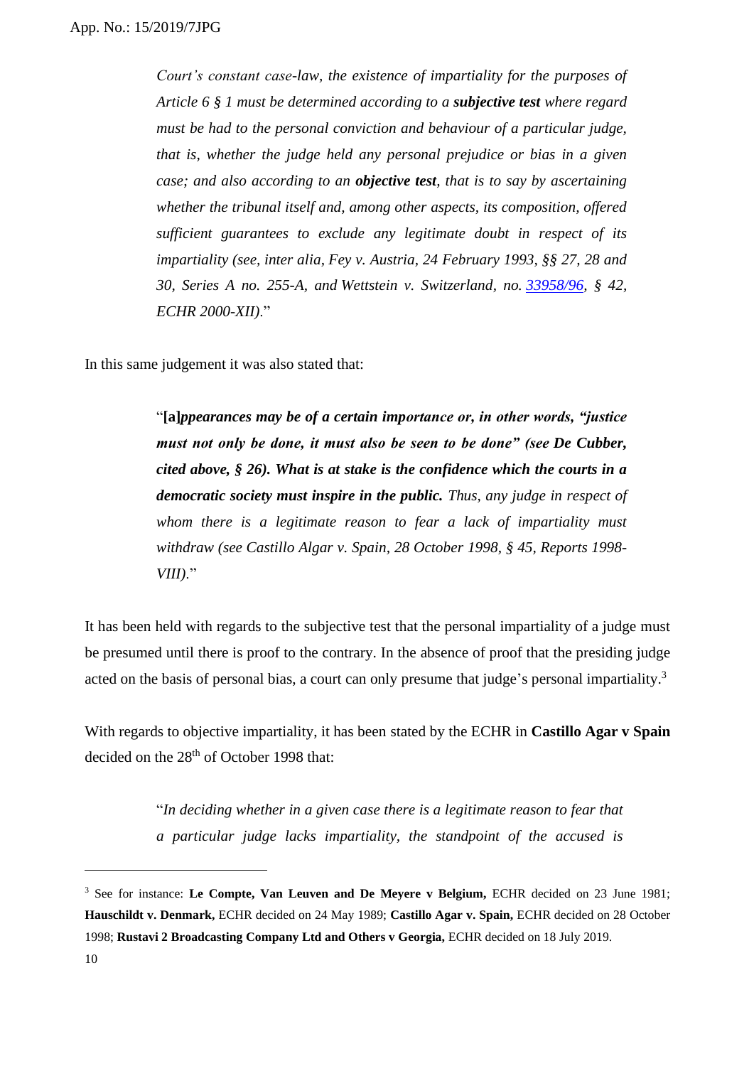> *Court's constant case-law, the existence of impartiality for the purposes of Article 6 § 1 must be determined according to a **subjective test** where regard must be had to the personal conviction and behaviour of a particular judge, that is, whether the judge held any personal prejudice or bias in a given case; and also according to an **objective test**, that is to say by ascertaining whether the tribunal itself and, among other aspects, its composition, offered sufficient guarantees to exclude any legitimate doubt in respect of its impartiality (see, inter alia, Fey v. Austria, 24 February 1993, §§ 27, 28 and 30, Series A no. 255-A, and Wettstein v. Switzerland, no. 33958/96, § 42, ECHR 2000-XII).*"

In this same judgement it was also stated that:

> "**[a]*ppearances may be of a certain importance or, in other words, "justice must not only be done, it must also be seen to be done" (see De Cubber, cited above, § 26). What is at stake is the confidence which the courts in a democratic society must inspire in the public.*** *Thus, any judge in respect of whom there is a legitimate reason to fear a lack of impartiality must withdraw (see Castillo Algar v. Spain, 28 October 1998, § 45, Reports 1998-VIII).*"

It has been held with regards to the subjective test that the personal impartiality of a judge must be presumed until there is proof to the contrary. In the absence of proof that the presiding judge acted on the basis of personal bias, a court can only presume that judge's personal impartiality.[3]

With regards to objective impartiality, it has been stated by the ECHR in **Castillo Agar v Spain** decided on the 28th of October 1998 that:

> "*In deciding whether in a given case there is a legitimate reason to fear that a particular judge lacks impartiality, the standpoint of the accused is*

---

[3] See for instance: **Le Compte, Van Leuven and De Meyere v Belgium,** ECHR decided on 23 June 1981; **Hauschildt v. Denmark,** ECHR decided on 24 May 1989; **Castillo Agar v. Spain,** ECHR decided on 28 October 1998; **Rustavi 2 Broadcasting Company Ltd and Others v Georgia,** ECHR decided on 18 July 2019.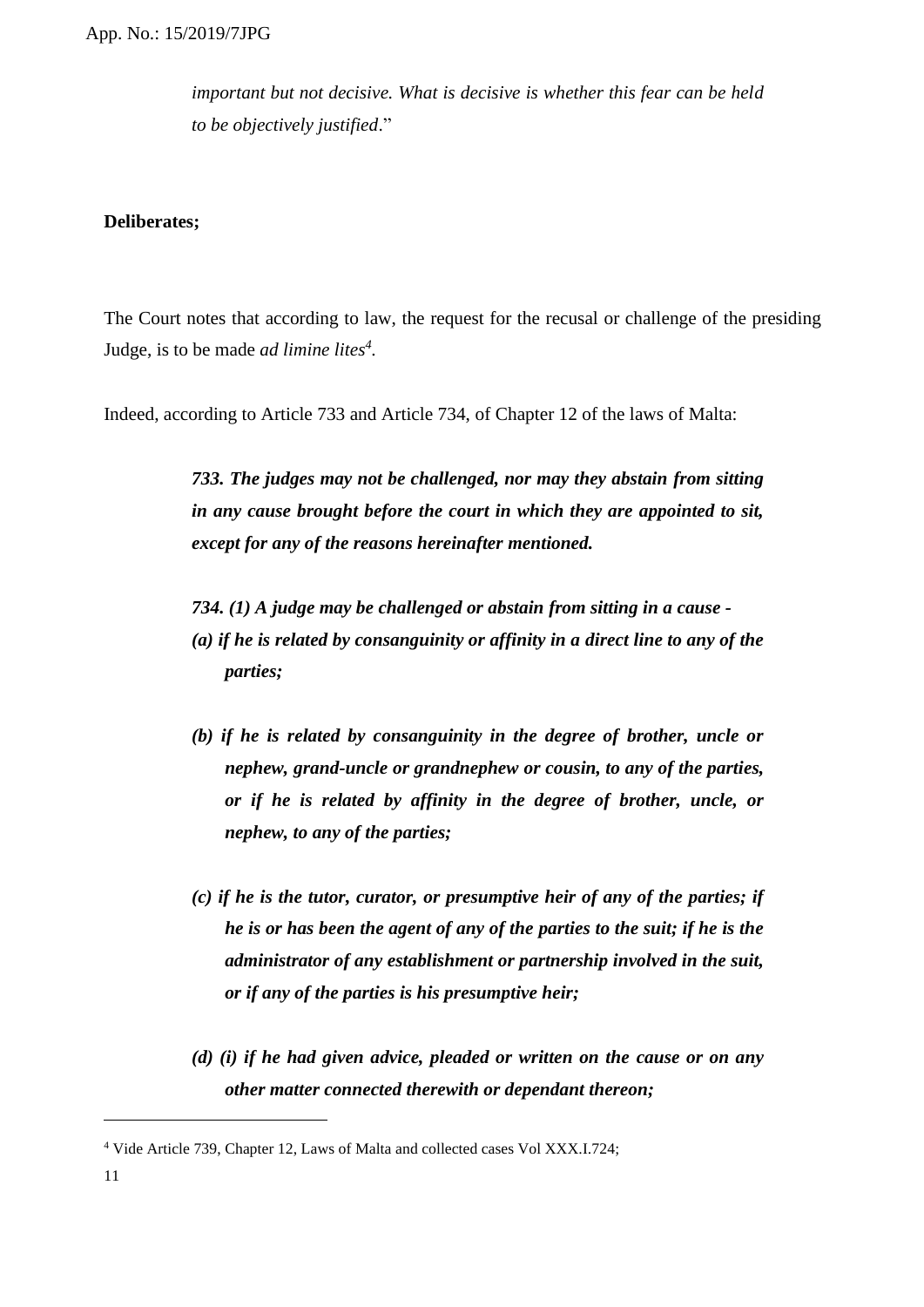> *important but not decisive. What is decisive is whether this fear can be held to be objectively justified*."

**Deliberates;**

The Court notes that according to law, the request for the recusal or challenge of the presiding Judge, is to be made *ad limine lites*[4].

Indeed, according to Article 733 and Article 734, of Chapter 12 of the laws of Malta:

> ***733. The judges may not be challenged, nor may they abstain from sitting in any cause brought before the court in which they are appointed to sit, except for any of the reasons hereinafter mentioned.***
>
> ***734. (1) A judge may be challenged or abstain from sitting in a cause -***
>
> ***(a) if he is related by consanguinity or affinity in a direct line to any of the parties;***
>
> ***(b) if he is related by consanguinity in the degree of brother, uncle or nephew, grand-uncle or grandnephew or cousin, to any of the parties, or if he is related by affinity in the degree of brother, uncle, or nephew, to any of the parties;***
>
> ***(c) if he is the tutor, curator, or presumptive heir of any of the parties; if he is or has been the agent of any of the parties to the suit; if he is the administrator of any establishment or partnership involved in the suit, or if any of the parties is his presumptive heir;***
>
> ***(d) (i) if he had given advice, pleaded or written on the cause or on any other matter connected therewith or dependant thereon;***

---

[4] Vide Article 739, Chapter 12, Laws of Malta and collected cases Vol XXX.I.724;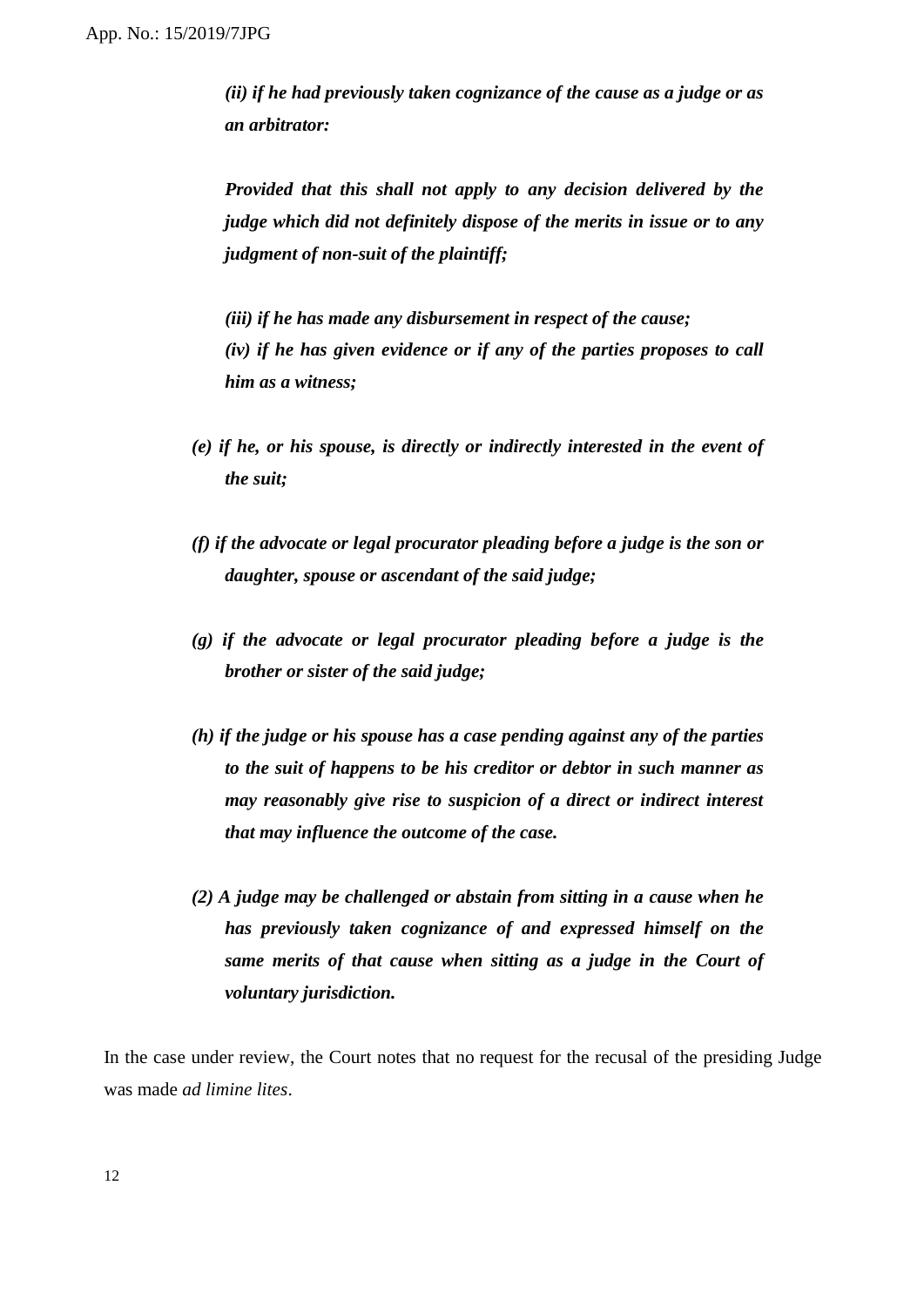*(ii) if he had previously taken cognizance of the cause as a judge or as an arbitrator:*

***Provided that this shall not apply to any decision delivered by the judge which did not definitely dispose of the merits in issue or to any judgment of non-suit of the plaintiff;***

***(iii) if he has made any disbursement in respect of the cause;***
***(iv) if he has given evidence or if any of the parties proposes to call him as a witness;***

***(e) if he, or his spouse, is directly or indirectly interested in the event of the suit;***

***(f) if the advocate or legal procurator pleading before a judge is the son or daughter, spouse or ascendant of the said judge;***

***(g) if the advocate or legal procurator pleading before a judge is the brother or sister of the said judge;***

***(h) if the judge or his spouse has a case pending against any of the parties to the suit of happens to be his creditor or debtor in such manner as may reasonably give rise to suspicion of a direct or indirect interest that may influence the outcome of the case.***

***(2) A judge may be challenged or abstain from sitting in a cause when he has previously taken cognizance of and expressed himself on the same merits of that cause when sitting as a judge in the Court of voluntary jurisdiction.***

In the case under review, the Court notes that no request for the recusal of the presiding Judge was made *ad limine lites*.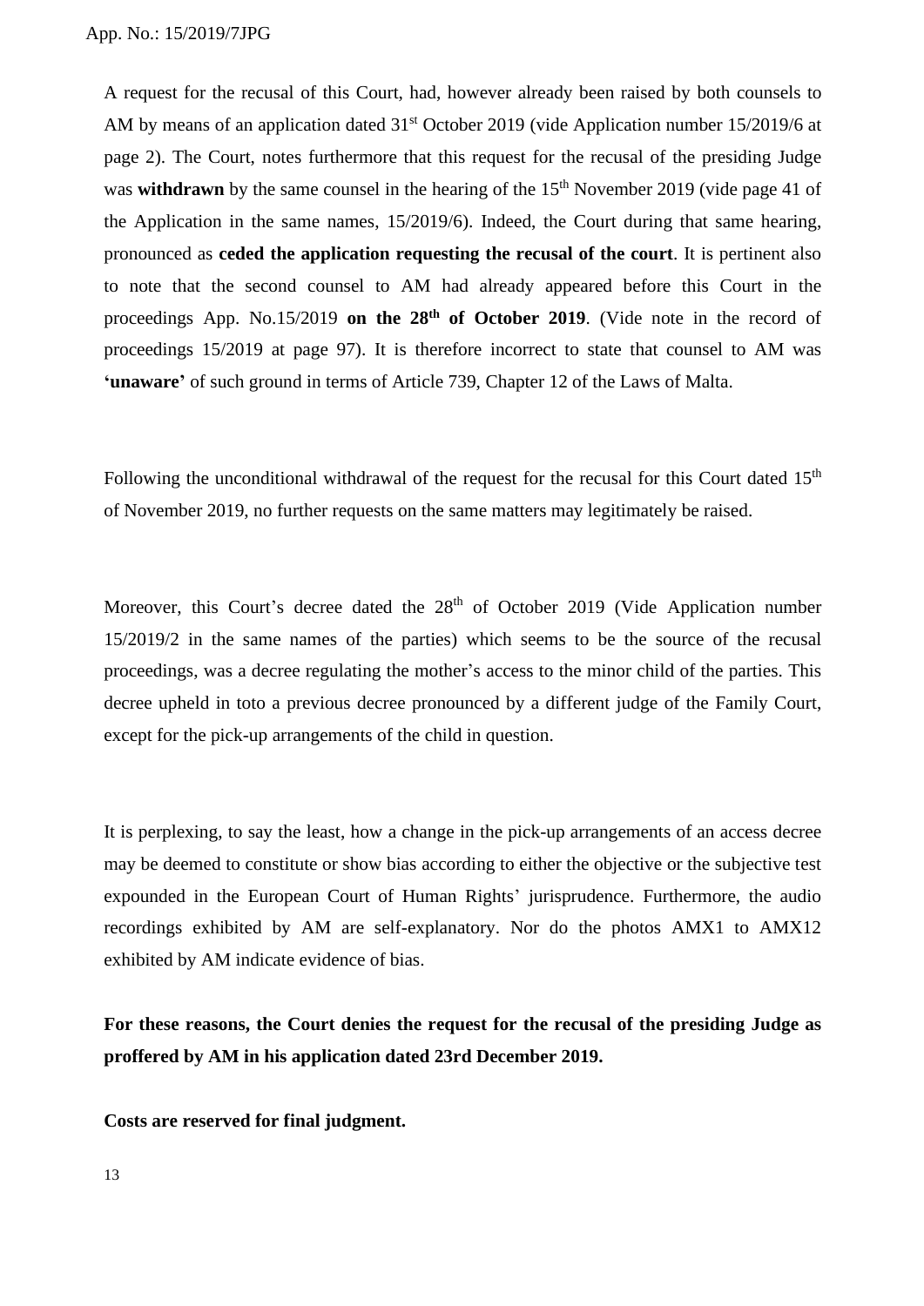A request for the recusal of this Court, had, however already been raised by both counsels to AM by means of an application dated 31st October 2019 (vide Application number 15/2019/6 at page 2). The Court, notes furthermore that this request for the recusal of the presiding Judge was **withdrawn** by the same counsel in the hearing of the 15th November 2019 (vide page 41 of the Application in the same names, 15/2019/6). Indeed, the Court during that same hearing, pronounced as **ceded the application requesting the recusal of the court**. It is pertinent also to note that the second counsel to AM had already appeared before this Court in the proceedings App. No.15/2019 **on the 28th of October 2019**. (Vide note in the record of proceedings 15/2019 at page 97). It is therefore incorrect to state that counsel to AM was **'unaware'** of such ground in terms of Article 739, Chapter 12 of the Laws of Malta.

Following the unconditional withdrawal of the request for the recusal for this Court dated 15th of November 2019, no further requests on the same matters may legitimately be raised.

Moreover, this Court's decree dated the 28th of October 2019 (Vide Application number 15/2019/2 in the same names of the parties) which seems to be the source of the recusal proceedings, was a decree regulating the mother's access to the minor child of the parties. This decree upheld in toto a previous decree pronounced by a different judge of the Family Court, except for the pick-up arrangements of the child in question.

It is perplexing, to say the least, how a change in the pick-up arrangements of an access decree may be deemed to constitute or show bias according to either the objective or the subjective test expounded in the European Court of Human Rights' jurisprudence. Furthermore, the audio recordings exhibited by AM are self-explanatory. Nor do the photos AMX1 to AMX12 exhibited by AM indicate evidence of bias.

**For these reasons, the Court denies the request for the recusal of the presiding Judge as proffered by AM in his application dated 23rd December 2019.**

**Costs are reserved for final judgment.**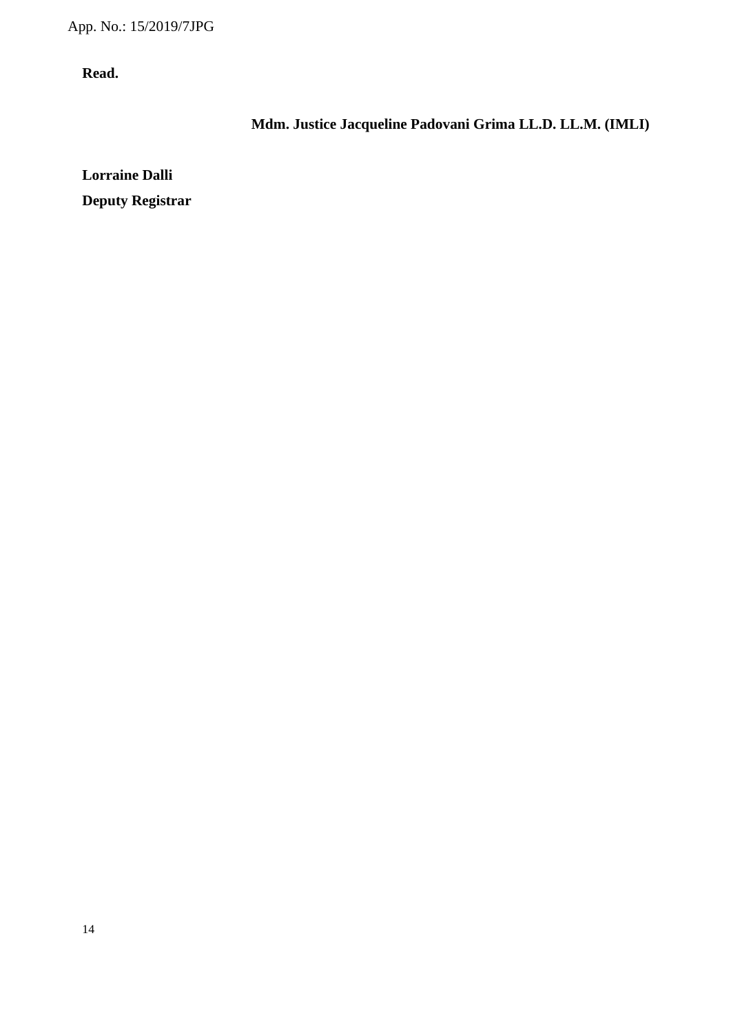**Read.**

**Mdm. Justice Jacqueline Padovani Grima LL.D. LL.M. (IMLI)**

**Lorraine Dalli**

**Deputy Registrar**